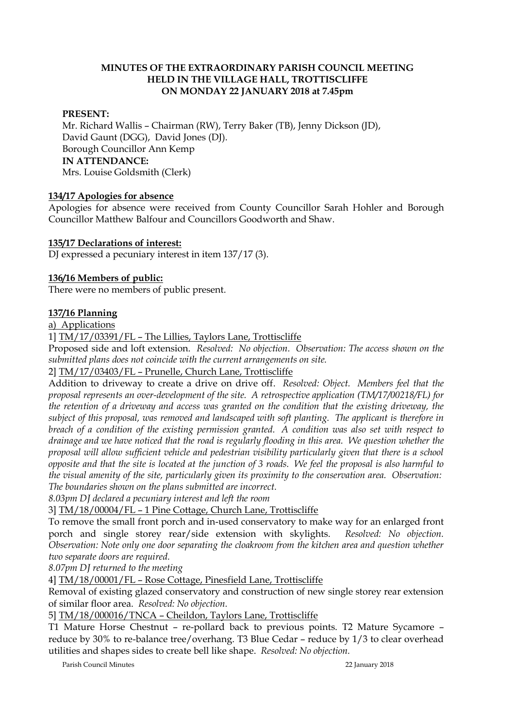**MINUTES OF THE EXTRAORDINARY PARISH COUNCIL MEETING HELD IN THE VILLAGE HALL, TROTTISCLIFFE ON MONDAY 22 JANUARY 2018 at 7.45pm**

**PRESENT:**
Mr. Richard Wallis – Chairman (RW), Terry Baker (TB), Jenny Dickson (JD), David Gaunt (DGG), David Jones (DJ).
Borough Councillor Ann Kemp
**IN ATTENDANCE:**
Mrs. Louise Goldsmith (Clerk)

**134/17 Apologies for absence**

Apologies for absence were received from County Councillor Sarah Hohler and Borough Councillor Matthew Balfour and Councillors Goodworth and Shaw.

**135/17 Declarations of interest:**

DJ expressed a pecuniary interest in item 137/17 (3).

**136/16 Members of public:**

There were no members of public present.

**137/16 Planning**

a) Applications

1] TM/17/03391/FL – The Lillies, Taylors Lane, Trottiscliffe

Proposed side and loft extension. *Resolved: No objection. Observation: The access shown on the submitted plans does not coincide with the current arrangements on site.*

2] TM/17/03403/FL – Prunelle, Church Lane, Trottiscliffe

Addition to driveway to create a drive on drive off. *Resolved: Object. Members feel that the proposal represents an over-development of the site. A retrospective application (TM/17/00218/FL) for the retention of a driveway and access was granted on the condition that the existing driveway, the subject of this proposal, was removed and landscaped with soft planting. The applicant is therefore in breach of a condition of the existing permission granted. A condition was also set with respect to drainage and we have noticed that the road is regularly flooding in this area. We question whether the proposal will allow sufficient vehicle and pedestrian visibility particularly given that there is a school opposite and that the site is located at the junction of 3 roads. We feel the proposal is also harmful to the visual amenity of the site, particularly given its proximity to the conservation area. Observation: The boundaries shown on the plans submitted are incorrect.*

*8.03pm DJ declared a pecuniary interest and left the room*

3] TM/18/00004/FL – 1 Pine Cottage, Church Lane, Trottiscliffe

To remove the small front porch and in-used conservatory to make way for an enlarged front porch and single storey rear/side extension with skylights. *Resolved: No objection. Observation: Note only one door separating the cloakroom from the kitchen area and question whether two separate doors are required.*

*8.07pm DJ returned to the meeting*

4] TM/18/00001/FL – Rose Cottage, Pinesfield Lane, Trottiscliffe

Removal of existing glazed conservatory and construction of new single storey rear extension of similar floor area. *Resolved: No objection.*

5] TM/18/000016/TNCA – Cheildon, Taylors Lane, Trottiscliffe

T1 Mature Horse Chestnut – re-pollard back to previous points. T2 Mature Sycamore – reduce by 30% to re-balance tree/overhang. T3 Blue Cedar – reduce by 1/3 to clear overhead utilities and shapes sides to create bell like shape. *Resolved: No objection.*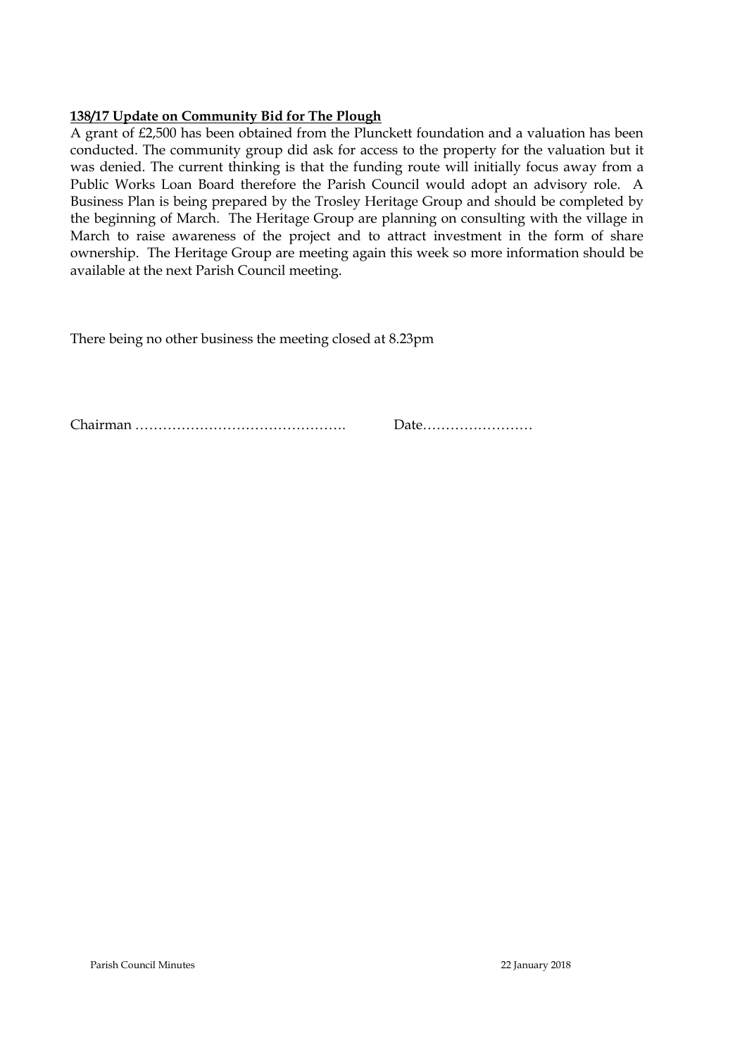**<u>138/17 Update on Community Bid for The Plough</u>**

A grant of £2,500 has been obtained from the Plunckett foundation and a valuation has been conducted. The community group did ask for access to the property for the valuation but it was denied. The current thinking is that the funding route will initially focus away from a Public Works Loan Board therefore the Parish Council would adopt an advisory role. A Business Plan is being prepared by the Trosley Heritage Group and should be completed by the beginning of March. The Heritage Group are planning on consulting with the village in March to raise awareness of the project and to attract investment in the form of share ownership. The Heritage Group are meeting again this week so more information should be available at the next Parish Council meeting.

There being no other business the meeting closed at 8.23pm

Chairman ………………………………………. Date……………………